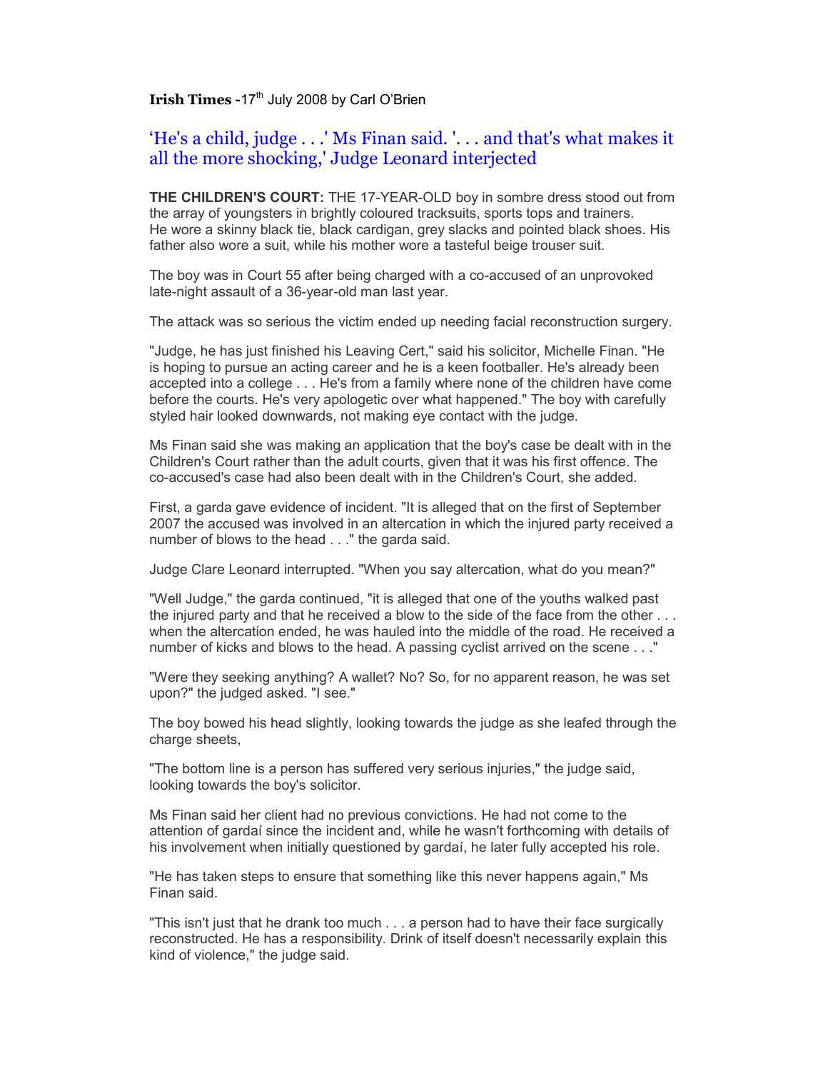**Irish Times -**17th July 2008 by Carl O'Brien

## 'He's a child, judge . . .' Ms Finan said. '. . . and that's what makes it all the more shocking,' Judge Leonard interjected

**THE CHILDREN'S COURT:** THE 17-YEAR-OLD boy in sombre dress stood out from the array of youngsters in brightly coloured tracksuits, sports tops and trainers. He wore a skinny black tie, black cardigan, grey slacks and pointed black shoes. His father also wore a suit, while his mother wore a tasteful beige trouser suit.

The boy was in Court 55 after being charged with a co-accused of an unprovoked late-night assault of a 36-year-old man last year.

The attack was so serious the victim ended up needing facial reconstruction surgery.

"Judge, he has just finished his Leaving Cert," said his solicitor, Michelle Finan. "He is hoping to pursue an acting career and he is a keen footballer. He's already been accepted into a college . . . He's from a family where none of the children have come before the courts. He's very apologetic over what happened." The boy with carefully styled hair looked downwards, not making eye contact with the judge.

Ms Finan said she was making an application that the boy's case be dealt with in the Children's Court rather than the adult courts, given that it was his first offence. The co-accused's case had also been dealt with in the Children's Court, she added.

First, a garda gave evidence of incident. "It is alleged that on the first of September 2007 the accused was involved in an altercation in which the injured party received a number of blows to the head . . ." the garda said.

Judge Clare Leonard interrupted. "When you say altercation, what do you mean?"

"Well Judge," the garda continued, "it is alleged that one of the youths walked past the injured party and that he received a blow to the side of the face from the other . . . when the altercation ended, he was hauled into the middle of the road. He received a number of kicks and blows to the head. A passing cyclist arrived on the scene . . ."

"Were they seeking anything? A wallet? No? So, for no apparent reason, he was set upon?" the judged asked. "I see."

The boy bowed his head slightly, looking towards the judge as she leafed through the charge sheets,

"The bottom line is a person has suffered very serious injuries," the judge said, looking towards the boy's solicitor.

Ms Finan said her client had no previous convictions. He had not come to the attention of gardaí since the incident and, while he wasn't forthcoming with details of his involvement when initially questioned by gardaí, he later fully accepted his role.

"He has taken steps to ensure that something like this never happens again," Ms Finan said.

"This isn't just that he drank too much . . . a person had to have their face surgically reconstructed. He has a responsibility. Drink of itself doesn't necessarily explain this kind of violence," the judge said.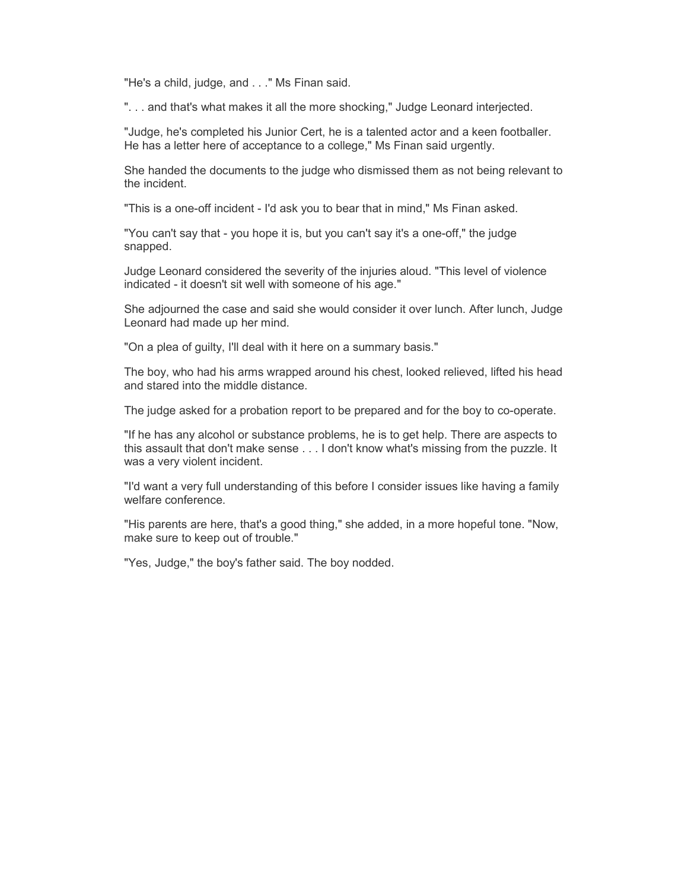"He's a child, judge, and . . ." Ms Finan said.

". . . and that's what makes it all the more shocking," Judge Leonard interjected.

"Judge, he's completed his Junior Cert, he is a talented actor and a keen footballer. He has a letter here of acceptance to a college," Ms Finan said urgently.

She handed the documents to the judge who dismissed them as not being relevant to the incident.

"This is a one-off incident - I'd ask you to bear that in mind," Ms Finan asked.

"You can't say that - you hope it is, but you can't say it's a one-off," the judge snapped.

Judge Leonard considered the severity of the injuries aloud. "This level of violence indicated - it doesn't sit well with someone of his age."

She adjourned the case and said she would consider it over lunch. After lunch, Judge Leonard had made up her mind.

"On a plea of guilty, I'll deal with it here on a summary basis."

The boy, who had his arms wrapped around his chest, looked relieved, lifted his head and stared into the middle distance.

The judge asked for a probation report to be prepared and for the boy to co-operate.

"If he has any alcohol or substance problems, he is to get help. There are aspects to this assault that don't make sense . . . I don't know what's missing from the puzzle. It was a very violent incident.

"I'd want a very full understanding of this before I consider issues like having a family welfare conference.

"His parents are here, that's a good thing," she added, in a more hopeful tone. "Now, make sure to keep out of trouble."

"Yes, Judge," the boy's father said. The boy nodded.